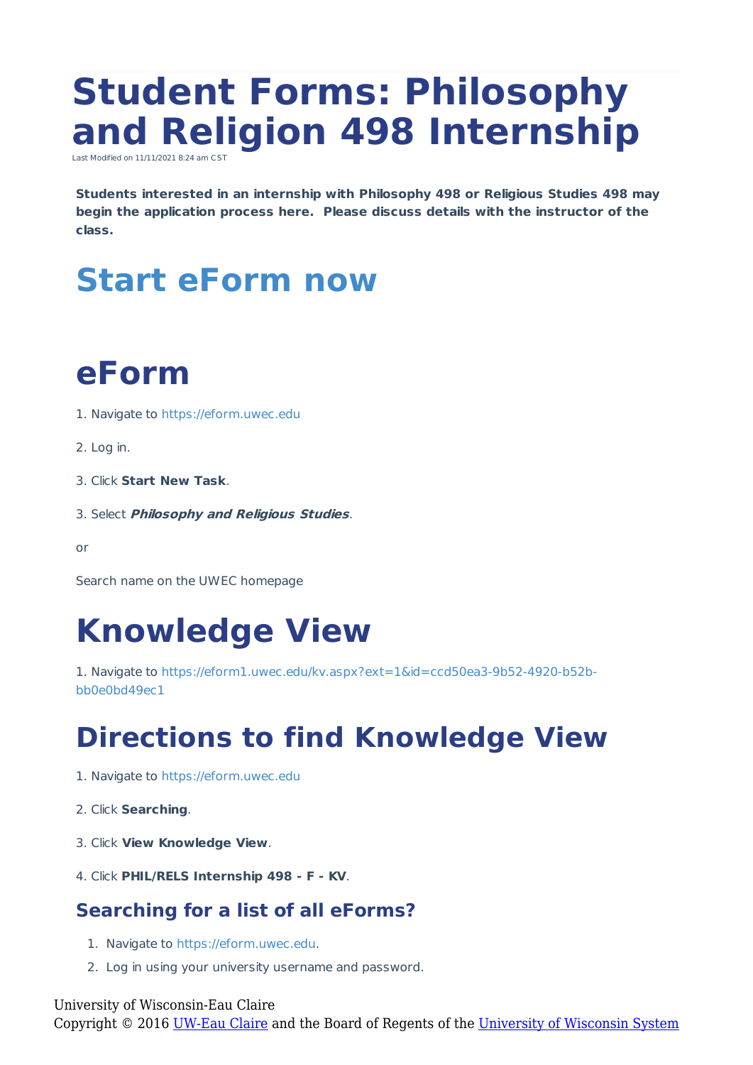# Student Forms: Philosophy and Religion 498 Internship

Last Modified on 11/11/2021 8:24 am CST

**Students interested in an internship with Philosophy 498 or Religious Studies 498 may begin the application process here. Please discuss details with the instructor of the class.**

# Start eForm now

# eForm

1. Navigate to https://eform.uwec.edu

2. Log in.

3. Click **Start New Task**.

3. Select ***Philosophy and Religious Studies***.

or

Search name on the UWEC homepage

# Knowledge View

1. Navigate to https://eform1.uwec.edu/kv.aspx?ext=1&id=ccd50ea3-9b52-4920-b52b-bb0e0bd49ec1

# Directions to find Knowledge View

1. Navigate to https://eform.uwec.edu

2. Click **Searching**.

3. Click **View Knowledge View**.

4. Click **PHIL/RELS Internship 498 - F - KV**.

## Searching for a list of all eForms?

1. Navigate to https://eform.uwec.edu.
2. Log in using your university username and password.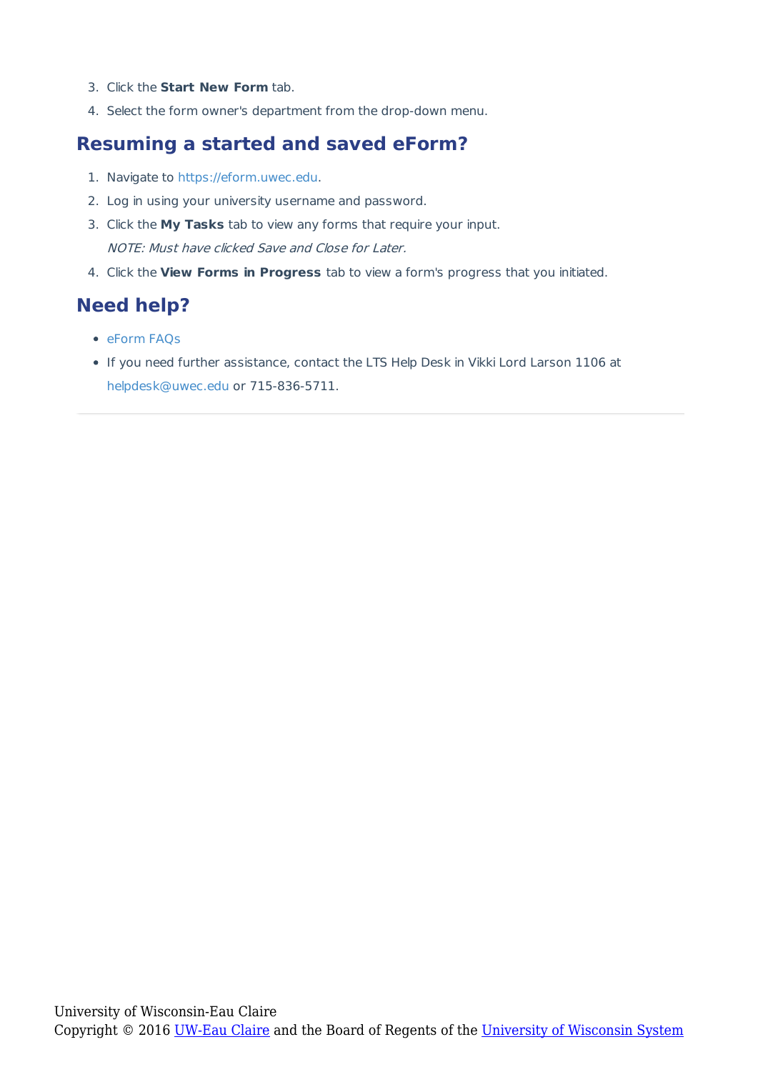3. Click the **Start New Form** tab.
4. Select the form owner's department from the drop-down menu.

## Resuming a started and saved eForm?

1. Navigate to https://eform.uwec.edu.
2. Log in using your university username and password.
3. Click the **My Tasks** tab to view any forms that require your input.
   *NOTE: Must have clicked Save and Close for Later.*
4. Click the **View Forms in Progress** tab to view a form's progress that you initiated.

## Need help?

- eForm FAQs
- If you need further assistance, contact the LTS Help Desk in Vikki Lord Larson 1106 at helpdesk@uwec.edu or 715-836-5711.

---

University of Wisconsin-Eau Claire
Copyright © 2016 UW-Eau Claire and the Board of Regents of the University of Wisconsin System